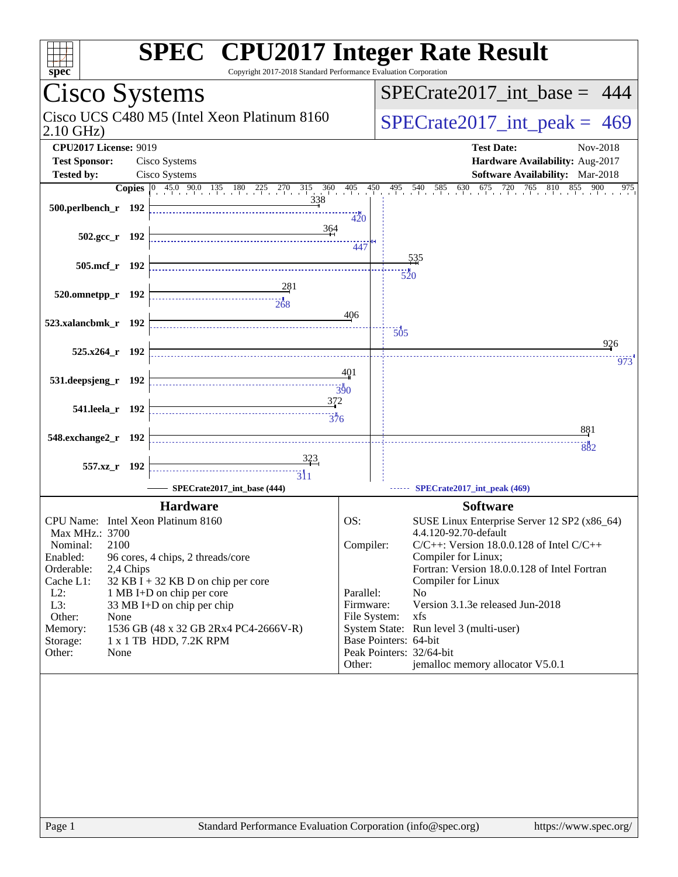# SPEC CPU2017 Integer Rate Result

Copyright 2017-2018 Standard Performance Evaluation Corporation

## Cisco Systems

Cisco UCS C480 M5 (Intel Xeon Platinum 8160 2.10 GHz)

SPECrate2017_int_base = 444

SPECrate2017_int_peak = 469

**CPU2017 License:** 9019
**Test Sponsor:** Cisco Systems
**Tested by:** Cisco Systems

**Test Date:** Nov-2018
**Hardware Availability:** Aug-2017
**Software Availability:** Mar-2018

| Benchmark | Copies | Base | Peak |
|---|---|---|---|
| 500.perlbench_r | 192 | 338 | 420 |
| 502.gcc_r | 192 | 364 | 447 |
| 505.mcf_r | 192 | 535 | 520 |
| 520.omnetpp_r | 192 | 281 | 268 |
| 523.xalancbmk_r | 192 | 406 | 505 |
| 525.x264_r | 192 | 926 | 973 |
| 531.deepsjeng_r | 192 | 401 | 390 |
| 541.leela_r | 192 | 372 | 376 |
| 548.exchange2_r | 192 | 881 | 882 |
| 557.xz_r | 192 | 323 | 311 |

SPECrate2017_int_base (444) — SPECrate2017_int_peak (469)

### Hardware

| | |
|---|---|
| CPU Name: | Intel Xeon Platinum 8160 |
| Max MHz.: | 3700 |
| Nominal: | 2100 |
| Enabled: | 96 cores, 4 chips, 2 threads/core |
| Orderable: | 2,4 Chips |
| Cache L1: | 32 KB I + 32 KB D on chip per core |
| L2: | 1 MB I+D on chip per core |
| L3: | 33 MB I+D on chip per chip |
| Other: | None |
| Memory: | 1536 GB (48 x 32 GB 2Rx4 PC4-2666V-R) |
| Storage: | 1 x 1 TB HDD, 7.2K RPM |
| Other: | None |

### Software

| | |
|---|---|
| OS: | SUSE Linux Enterprise Server 12 SP2 (x86_64) 4.4.120-92.70-default |
| Compiler: | C/C++: Version 18.0.0.128 of Intel C/C++ Compiler for Linux; Fortran: Version 18.0.0.128 of Intel Fortran Compiler for Linux |
| Parallel: | No |
| Firmware: | Version 3.1.3e released Jun-2018 |
| File System: | xfs |
| System State: | Run level 3 (multi-user) |
| Base Pointers: | 64-bit |
| Peak Pointers: | 32/64-bit |
| Other: | jemalloc memory allocator V5.0.1 |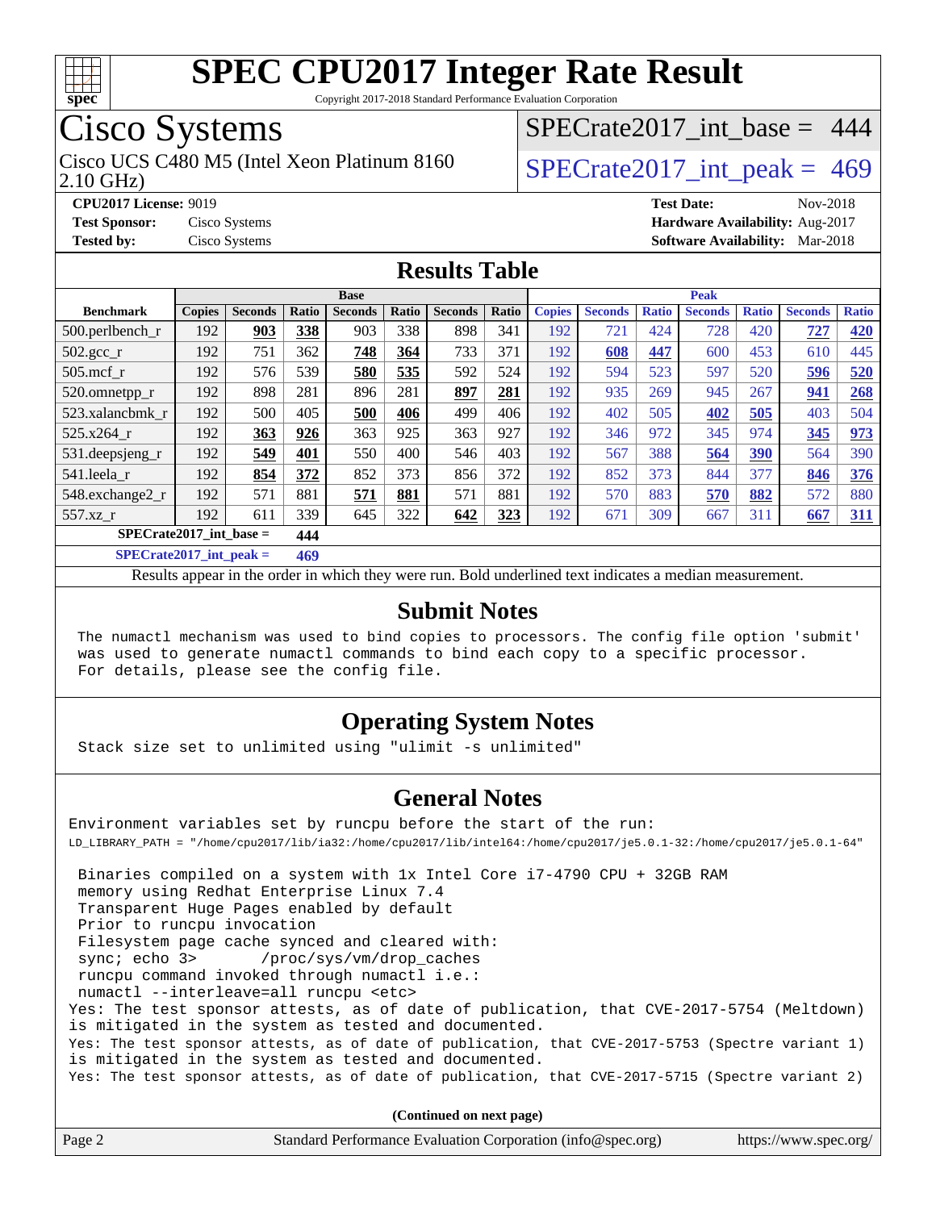# SPEC CPU2017 Integer Rate Result

Copyright 2017-2018 Standard Performance Evaluation Corporation

## Cisco Systems

Cisco UCS C480 M5 (Intel Xeon Platinum 8160 2.10 GHz)

SPECrate2017_int_base = 444

SPECrate2017_int_peak = 469

**CPU2017 License:** 9019
**Test Sponsor:** Cisco Systems
**Tested by:** Cisco Systems

**Test Date:** Nov-2018
**Hardware Availability:** Aug-2017
**Software Availability:** Mar-2018

## Results Table

| Benchmark | Base | | | | | | | Peak | | | | | | |
|---|---|---|---|---|---|---|---|---|---|---|---|---|---|---|
| | Copies | Seconds | Ratio | Seconds | Ratio | Seconds | Ratio | Copies | Seconds | Ratio | Seconds | Ratio | Seconds | Ratio |
| 500.perlbench_r | 192 | **903** | **338** | 903 | 338 | 898 | 341 | 192 | 721 | 424 | 728 | 420 | **727** | **420** |
| 502.gcc_r | 192 | 751 | 362 | **748** | **364** | 733 | 371 | 192 | **608** | **447** | 600 | 453 | 610 | 445 |
| 505.mcf_r | 192 | 576 | 539 | **580** | **535** | 592 | 524 | 192 | 594 | 523 | 597 | 520 | **596** | **520** |
| 520.omnetpp_r | 192 | 898 | 281 | 896 | 281 | **897** | **281** | 192 | 935 | 269 | 945 | 267 | **941** | **268** |
| 523.xalancbmk_r | 192 | 500 | 405 | **500** | **406** | 499 | 406 | 192 | 402 | 505 | **402** | **505** | 403 | 504 |
| 525.x264_r | 192 | **363** | **926** | 363 | 925 | 363 | 927 | 192 | 346 | 972 | 345 | 974 | **345** | **973** |
| 531.deepsjeng_r | 192 | **549** | **401** | 550 | 400 | 546 | 403 | 192 | 567 | 388 | **564** | **390** | 564 | 390 |
| 541.leela_r | 192 | **854** | **372** | 852 | 373 | 856 | 372 | 192 | 852 | 373 | 844 | 377 | **846** | **376** |
| 548.exchange2_r | 192 | 571 | 881 | **571** | **881** | 571 | 881 | 192 | 570 | 883 | **570** | **882** | 572 | 880 |
| 557.xz_r | 192 | 611 | 339 | 645 | 322 | **642** | **323** | 192 | 671 | 309 | 667 | 311 | **667** | **311** |

**SPECrate2017_int_base = 444**

**SPECrate2017_int_peak = 469**

Results appear in the order in which they were run. Bold underlined text indicates a median measurement.

## Submit Notes

The numactl mechanism was used to bind copies to processors. The config file option 'submit' was used to generate numactl commands to bind each copy to a specific processor. For details, please see the config file.

## Operating System Notes

Stack size set to unlimited using "ulimit -s unlimited"

## General Notes

Environment variables set by runcpu before the start of the run:
LD_LIBRARY_PATH = "/home/cpu2017/lib/ia32:/home/cpu2017/lib/intel64:/home/cpu2017/je5.0.1-32:/home/cpu2017/je5.0.1-64"

```
 Binaries compiled on a system with 1x Intel Core i7-4790 CPU + 32GB RAM
 memory using Redhat Enterprise Linux 7.4
 Transparent Huge Pages enabled by default
 Prior to runcpu invocation
 Filesystem page cache synced and cleared with:
 sync; echo 3>       /proc/sys/vm/drop_caches
 runcpu command invoked through numactl i.e.:
 numactl --interleave=all runcpu <etc>
```

Yes: The test sponsor attests, as of date of publication, that CVE-2017-5754 (Meltdown) is mitigated in the system as tested and documented.
Yes: The test sponsor attests, as of date of publication, that CVE-2017-5753 (Spectre variant 1) is mitigated in the system as tested and documented.
Yes: The test sponsor attests, as of date of publication, that CVE-2017-5715 (Spectre variant 2)

**(Continued on next page)**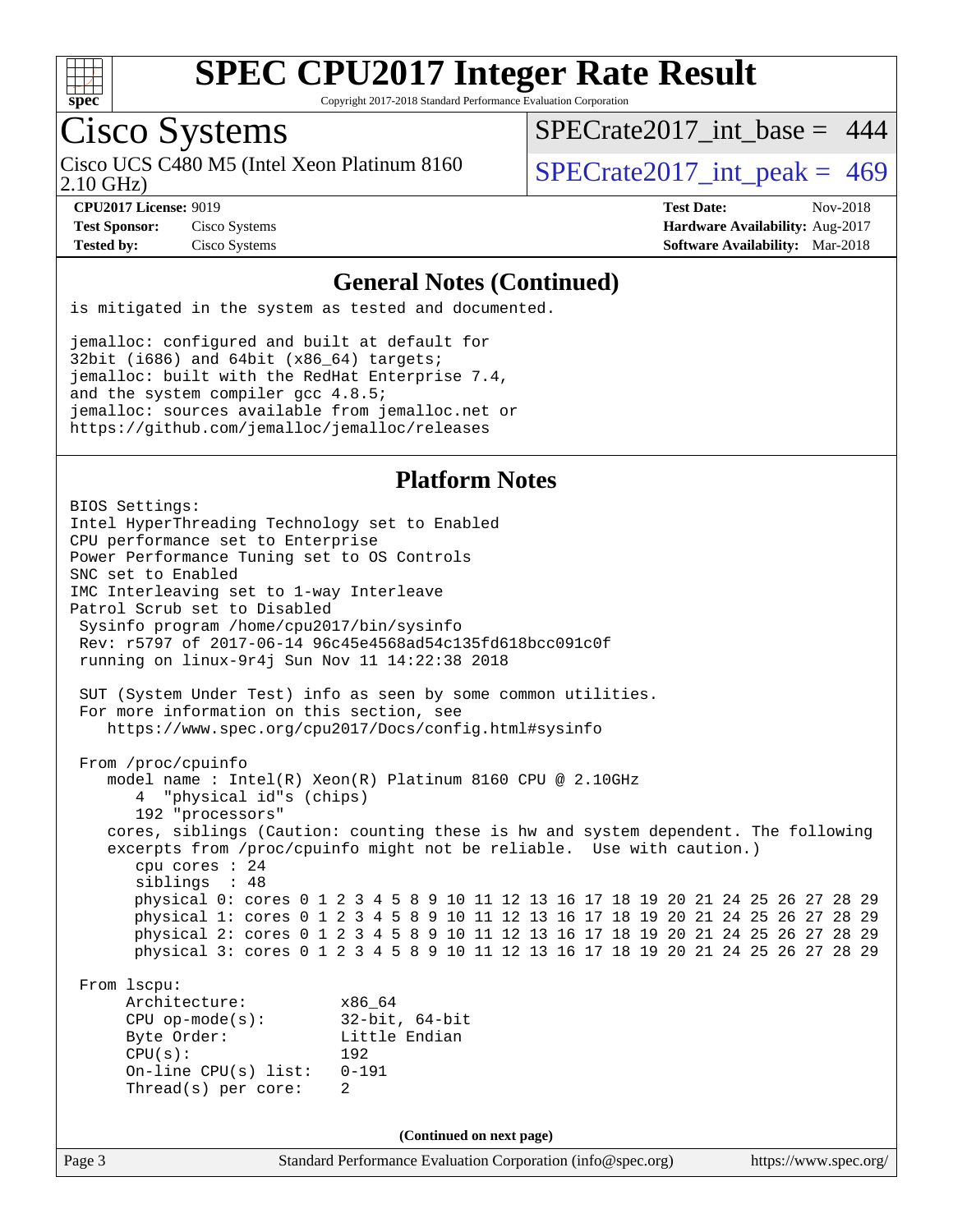# SPEC CPU2017 Integer Rate Result

Copyright 2017-2018 Standard Performance Evaluation Corporation

## Cisco Systems

Cisco UCS C480 M5 (Intel Xeon Platinum 8160 2.10 GHz)

SPECrate2017_int_base = 444

SPECrate2017_int_peak = 469

**CPU2017 License:** 9019
**Test Sponsor:** Cisco Systems
**Tested by:** Cisco Systems

**Test Date:** Nov-2018
**Hardware Availability:** Aug-2017
**Software Availability:** Mar-2018

### General Notes (Continued)

```
is mitigated in the system as tested and documented.

jemalloc: configured and built at default for
32bit (i686) and 64bit (x86_64) targets;
jemalloc: built with the RedHat Enterprise 7.4,
and the system compiler gcc 4.8.5;
jemalloc: sources available from jemalloc.net or
https://github.com/jemalloc/jemalloc/releases
```

### Platform Notes

```
BIOS Settings:
Intel HyperThreading Technology set to Enabled
CPU performance set to Enterprise
Power Performance Tuning set to OS Controls
SNC set to Enabled
IMC Interleaving set to 1-way Interleave
Patrol Scrub set to Disabled
 Sysinfo program /home/cpu2017/bin/sysinfo
 Rev: r5797 of 2017-06-14 96c45e4568ad54c135fd618bcc091c0f
 running on linux-9r4j Sun Nov 11 14:22:38 2018

 SUT (System Under Test) info as seen by some common utilities.
 For more information on this section, see
    https://www.spec.org/cpu2017/Docs/config.html#sysinfo

 From /proc/cpuinfo
    model name : Intel(R) Xeon(R) Platinum 8160 CPU @ 2.10GHz
       4  "physical id"s (chips)
       192 "processors"
    cores, siblings (Caution: counting these is hw and system dependent. The following
    excerpts from /proc/cpuinfo might not be reliable.  Use with caution.)
       cpu cores : 24
       siblings  : 48
       physical 0: cores 0 1 2 3 4 5 8 9 10 11 12 13 16 17 18 19 20 21 24 25 26 27 28 29
       physical 1: cores 0 1 2 3 4 5 8 9 10 11 12 13 16 17 18 19 20 21 24 25 26 27 28 29
       physical 2: cores 0 1 2 3 4 5 8 9 10 11 12 13 16 17 18 19 20 21 24 25 26 27 28 29
       physical 3: cores 0 1 2 3 4 5 8 9 10 11 12 13 16 17 18 19 20 21 24 25 26 27 28 29

 From lscpu:
      Architecture:          x86_64
      CPU op-mode(s):        32-bit, 64-bit
      Byte Order:            Little Endian
      CPU(s):                192
      On-line CPU(s) list:   0-191
      Thread(s) per core:    2
```

(Continued on next page)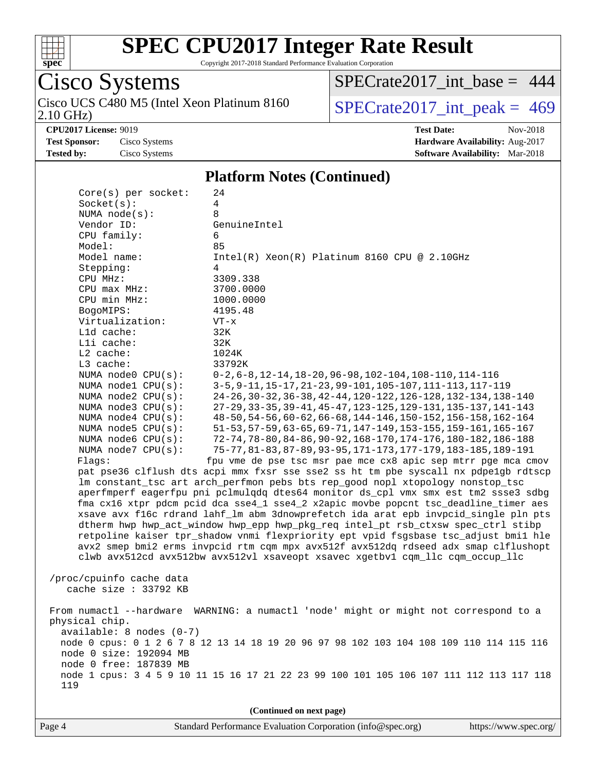## Platform Notes (Continued)

```
     Core(s) per socket:    24
     Socket(s):             4
     NUMA node(s):          8
     Vendor ID:             GenuineIntel
     CPU family:            6
     Model:                 85
     Model name:            Intel(R) Xeon(R) Platinum 8160 CPU @ 2.10GHz
     Stepping:              4
     CPU MHz:               3309.338
     CPU max MHz:           3700.0000
     CPU min MHz:           1000.0000
     BogoMIPS:              4195.48
     Virtualization:        VT-x
     L1d cache:             32K
     L1i cache:             32K
     L2 cache:              1024K
     L3 cache:              33792K
     NUMA node0 CPU(s):     0-2,6-8,12-14,18-20,96-98,102-104,108-110,114-116
     NUMA node1 CPU(s):     3-5,9-11,15-17,21-23,99-101,105-107,111-113,117-119
     NUMA node2 CPU(s):     24-26,30-32,36-38,42-44,120-122,126-128,132-134,138-140
     NUMA node3 CPU(s):     27-29,33-35,39-41,45-47,123-125,129-131,135-137,141-143
     NUMA node4 CPU(s):     48-50,54-56,60-62,66-68,144-146,150-152,156-158,162-164
     NUMA node5 CPU(s):     51-53,57-59,63-65,69-71,147-149,153-155,159-161,165-167
     NUMA node6 CPU(s):     72-74,78-80,84-86,90-92,168-170,174-176,180-182,186-188
     NUMA node7 CPU(s):     75-77,81-83,87-89,93-95,171-173,177-179,183-185,189-191
     Flags:                 fpu vme de pse tsc msr pae mce cx8 apic sep mtrr pge mca cmov
     pat pse36 clflush dts acpi mmx fxsr sse sse2 ss ht tm pbe syscall nx pdpe1gb rdtscp
     lm constant_tsc art arch_perfmon pebs bts rep_good nopl xtopology nonstop_tsc
     aperfmperf eagerfpu pni pclmulqdq dtes64 monitor ds_cpl vmx smx est tm2 ssse3 sdbg
     fma cx16 xtpr pdcm pcid dca sse4_1 sse4_2 x2apic movbe popcnt tsc_deadline_timer aes
     xsave avx f16c rdrand lahf_lm abm 3dnowprefetch ida arat epb invpcid_single pln pts
     dtherm hwp hwp_act_window hwp_epp hwp_pkg_req intel_pt rsb_ctxsw spec_ctrl stibp
     retpoline kaiser tpr_shadow vnmi flexpriority ept vpid fsgsbase tsc_adjust bmi1 hle
     avx2 smep bmi2 erms invpcid rtm cqm mpx avx512f avx512dq rdseed adx smap clflushopt
     clwb avx512cd avx512bw avx512vl xsaveopt xsavec xgetbv1 cqm_llc cqm_occup_llc

 /proc/cpuinfo cache data
    cache size : 33792 KB

 From numactl --hardware  WARNING: a numactl 'node' might or might not correspond to a
 physical chip.
   available: 8 nodes (0-7)
   node 0 cpus: 0 1 2 6 7 8 12 13 14 18 19 20 96 97 98 102 103 104 108 109 110 114 115 116
   node 0 size: 192094 MB
   node 0 free: 187839 MB
   node 1 cpus: 3 4 5 9 10 11 15 16 17 21 22 23 99 100 101 105 106 107 111 112 113 117 118
   119
```

(Continued on next page)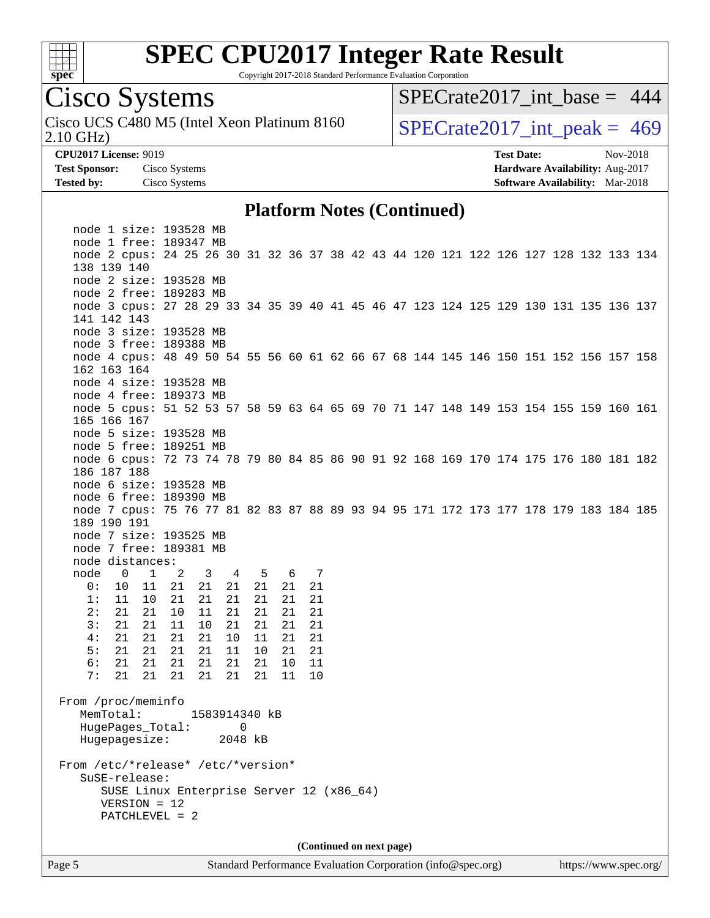# SPEC CPU2017 Integer Rate Result

Copyright 2017-2018 Standard Performance Evaluation Corporation

## Cisco Systems

Cisco UCS C480 M5 (Intel Xeon Platinum 8160 2.10 GHz)

SPECrate2017_int_base = 444

SPECrate2017_int_peak = 469

**CPU2017 License:** 9019
**Test Sponsor:** Cisco Systems
**Tested by:** Cisco Systems

**Test Date:** Nov-2018
**Hardware Availability:** Aug-2017
**Software Availability:** Mar-2018

### Platform Notes (Continued)

```
    node 1 size: 193528 MB
    node 1 free: 189347 MB
    node 2 cpus: 24 25 26 30 31 32 36 37 38 42 43 44 120 121 122 126 127 128 132 133 134
    138 139 140
    node 2 size: 193528 MB
    node 2 free: 189283 MB
    node 3 cpus: 27 28 29 33 34 35 39 40 41 45 46 47 123 124 125 129 130 131 135 136 137
    141 142 143
    node 3 size: 193528 MB
    node 3 free: 189388 MB
    node 4 cpus: 48 49 50 54 55 56 60 61 62 66 67 68 144 145 146 150 151 152 156 157 158
    162 163 164
    node 4 size: 193528 MB
    node 4 free: 189373 MB
    node 5 cpus: 51 52 53 57 58 59 63 64 65 69 70 71 147 148 149 153 154 155 159 160 161
    165 166 167
    node 5 size: 193528 MB
    node 5 free: 189251 MB
    node 6 cpus: 72 73 74 78 79 80 84 85 86 90 91 92 168 169 170 174 175 176 180 181 182
    186 187 188
    node 6 size: 193528 MB
    node 6 free: 189390 MB
    node 7 cpus: 75 76 77 81 82 83 87 88 89 93 94 95 171 172 173 177 178 179 183 184 185
    189 190 191
    node 7 size: 193525 MB
    node 7 free: 189381 MB
    node distances:
    node   0   1   2   3   4   5   6   7
      0:  10  11  21  21  21  21  21  21
      1:  11  10  21  21  21  21  21  21
      2:  21  21  10  11  21  21  21  21
      3:  21  21  11  10  21  21  21  21
      4:  21  21  21  21  10  11  21  21
      5:  21  21  21  21  11  10  21  21
      6:  21  21  21  21  21  21  10  11
      7:  21  21  21  21  21  21  11  10

 From /proc/meminfo
    MemTotal:       1583914340 kB
    HugePages_Total:       0
    Hugepagesize:       2048 kB

 From /etc/*release* /etc/*version*
    SuSE-release:
       SUSE Linux Enterprise Server 12 (x86_64)
       VERSION = 12
       PATCHLEVEL = 2
```

(Continued on next page)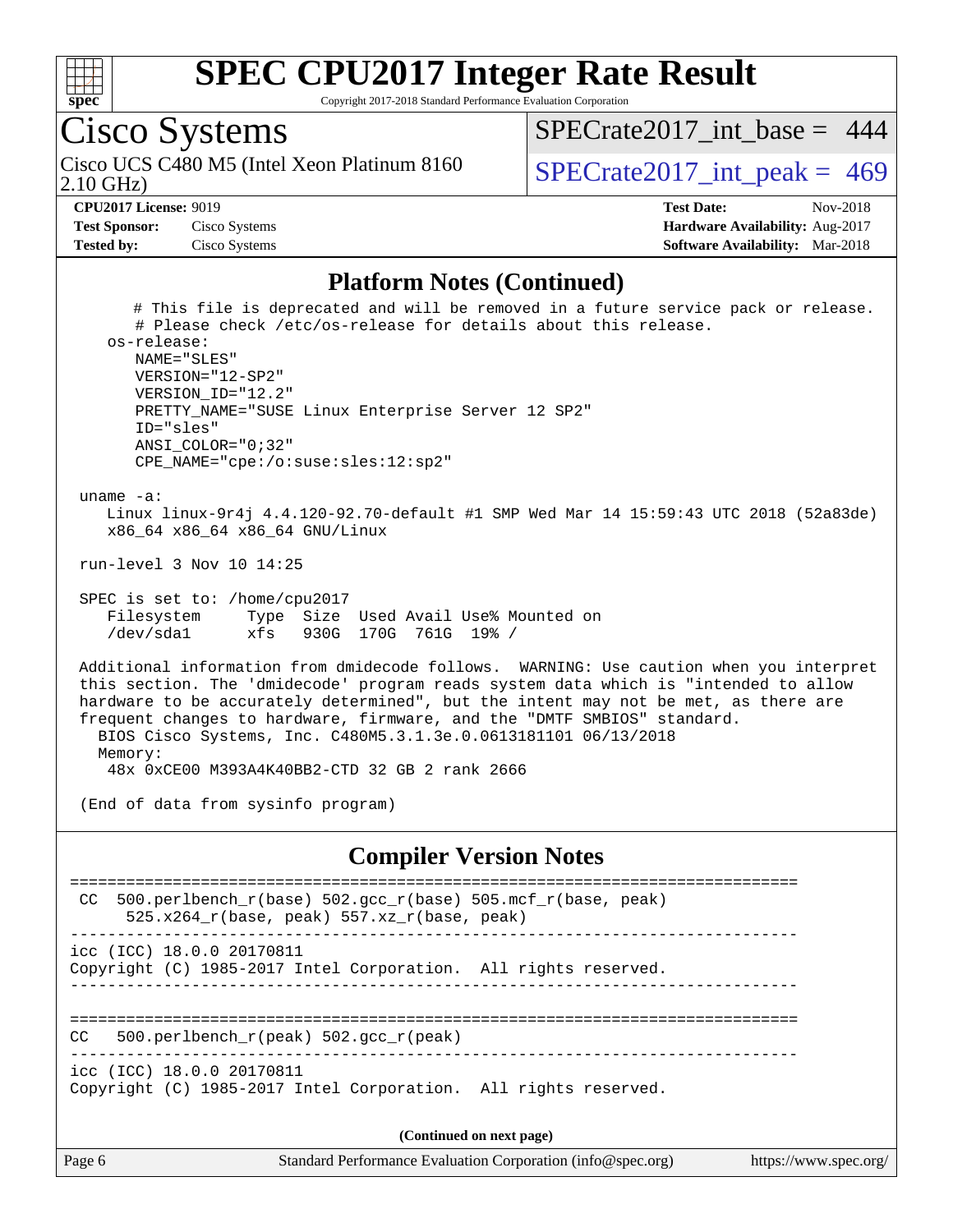## Platform Notes (Continued)

```
      # This file is deprecated and will be removed in a future service pack or release.
      # Please check /etc/os-release for details about this release.
   os-release:
      NAME="SLES"
      VERSION="12-SP2"
      VERSION_ID="12.2"
      PRETTY_NAME="SUSE Linux Enterprise Server 12 SP2"
      ID="sles"
      ANSI_COLOR="0;32"
      CPE_NAME="cpe:/o:suse:sles:12:sp2"

 uname -a:
    Linux linux-9r4j 4.4.120-92.70-default #1 SMP Wed Mar 14 15:59:43 UTC 2018 (52a83de)
    x86_64 x86_64 x86_64 GNU/Linux

 run-level 3 Nov 10 14:25

 SPEC is set to: /home/cpu2017
    Filesystem     Type  Size  Used Avail Use% Mounted on
    /dev/sda1      xfs   930G  170G  761G  19% /

 Additional information from dmidecode follows.  WARNING: Use caution when you interpret
 this section. The 'dmidecode' program reads system data which is "intended to allow
 hardware to be accurately determined", but the intent may not be met, as there are
 frequent changes to hardware, firmware, and the "DMTF SMBIOS" standard.
   BIOS Cisco Systems, Inc. C480M5.3.1.3e.0.0613181101 06/13/2018
   Memory:
    48x 0xCE00 M393A4K40BB2-CTD 32 GB 2 rank 2666

 (End of data from sysinfo program)
```

## Compiler Version Notes

```
==============================================================================
 CC  500.perlbench_r(base) 502.gcc_r(base) 505.mcf_r(base, peak)
      525.x264_r(base, peak) 557.xz_r(base, peak)
------------------------------------------------------------------------------
icc (ICC) 18.0.0 20170811
Copyright (C) 1985-2017 Intel Corporation.  All rights reserved.
------------------------------------------------------------------------------

==============================================================================
CC   500.perlbench_r(peak) 502.gcc_r(peak)
------------------------------------------------------------------------------
icc (ICC) 18.0.0 20170811
Copyright (C) 1985-2017 Intel Corporation.  All rights reserved.
```

**(Continued on next page)**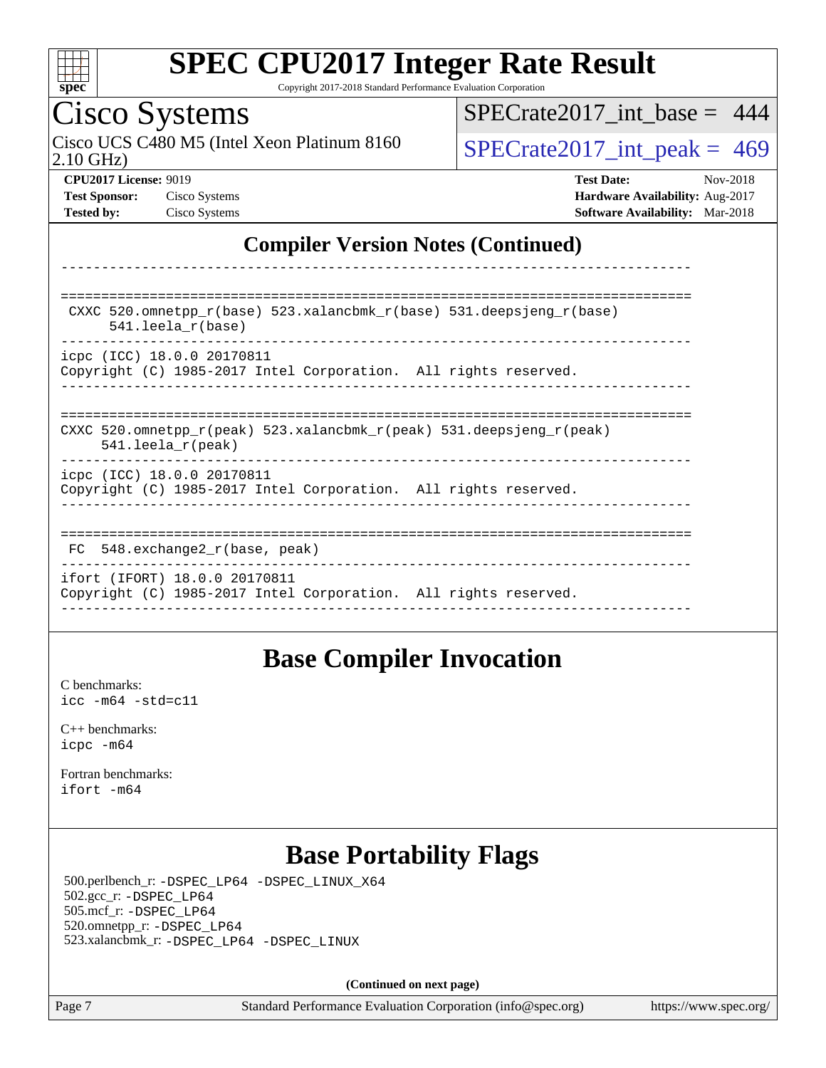## Compiler Version Notes (Continued)

```
------------------------------------------------------------------------------

==============================================================================
 CXXC 520.omnetpp_r(base) 523.xalancbmk_r(base) 531.deepsjeng_r(base)
      541.leela_r(base)
------------------------------------------------------------------------------
icpc (ICC) 18.0.0 20170811
Copyright (C) 1985-2017 Intel Corporation.  All rights reserved.
------------------------------------------------------------------------------

==============================================================================
CXXC 520.omnetpp_r(peak) 523.xalancbmk_r(peak) 531.deepsjeng_r(peak)
     541.leela_r(peak)
------------------------------------------------------------------------------
icpc (ICC) 18.0.0 20170811
Copyright (C) 1985-2017 Intel Corporation.  All rights reserved.
------------------------------------------------------------------------------

==============================================================================
 FC  548.exchange2_r(base, peak)
------------------------------------------------------------------------------
ifort (IFORT) 18.0.0 20170811
Copyright (C) 1985-2017 Intel Corporation.  All rights reserved.
------------------------------------------------------------------------------
```

## Base Compiler Invocation

C benchmarks:
`icc -m64 -std=c11`

C++ benchmarks:
`icpc -m64`

Fortran benchmarks:
`ifort -m64`

## Base Portability Flags

500.perlbench_r: `-DSPEC_LP64 -DSPEC_LINUX_X64`
502.gcc_r: `-DSPEC_LP64`
505.mcf_r: `-DSPEC_LP64`
520.omnetpp_r: `-DSPEC_LP64`
523.xalancbmk_r: `-DSPEC_LP64 -DSPEC_LINUX`

**(Continued on next page)**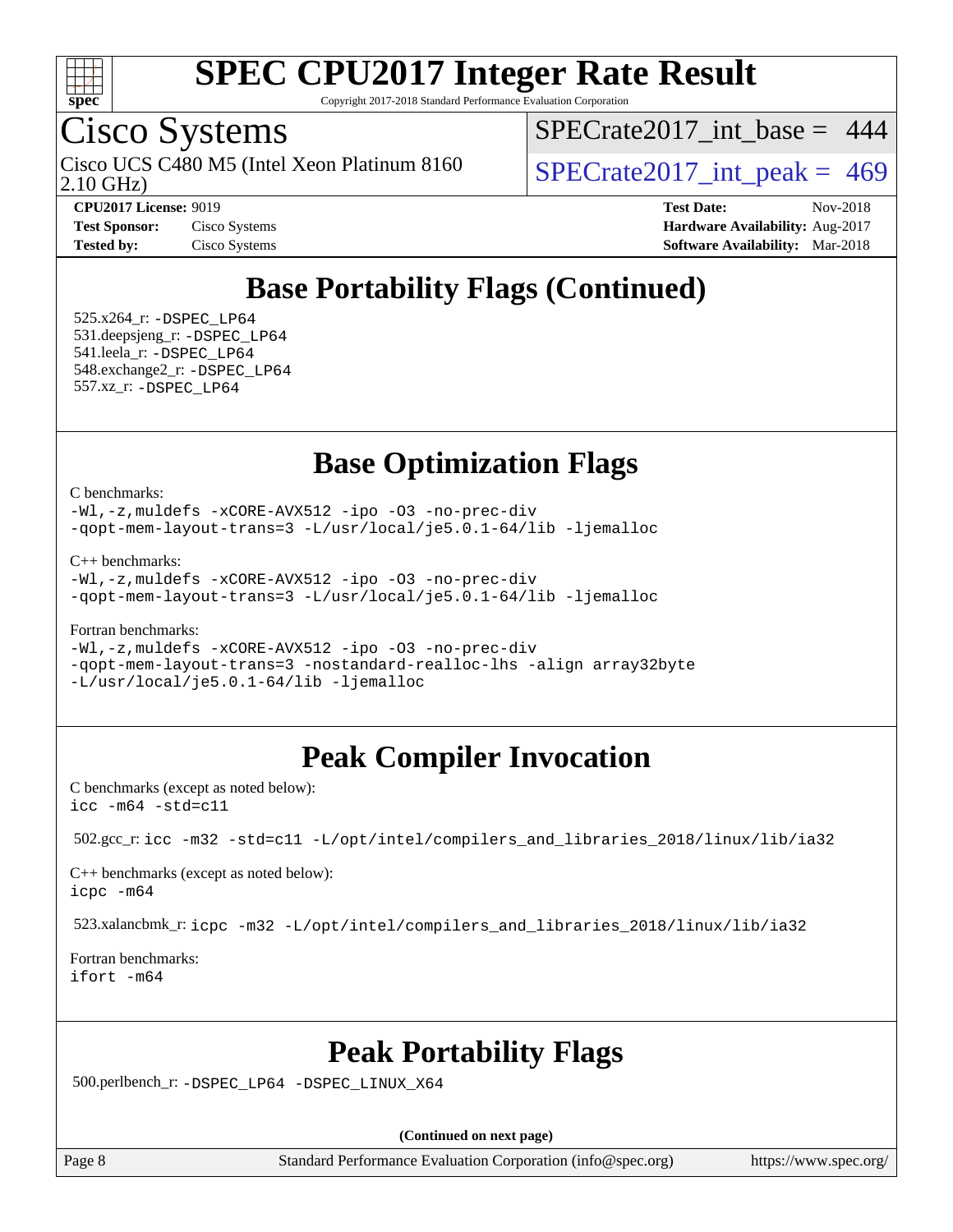## Base Portability Flags (Continued)

525.x264_r: -DSPEC_LP64
531.deepsjeng_r: -DSPEC_LP64
541.leela_r: -DSPEC_LP64
548.exchange2_r: -DSPEC_LP64
557.xz_r: -DSPEC_LP64

## Base Optimization Flags

C benchmarks:
```
-Wl,-z,muldefs -xCORE-AVX512 -ipo -O3 -no-prec-div
-qopt-mem-layout-trans=3 -L/usr/local/je5.0.1-64/lib -ljemalloc
```

C++ benchmarks:
```
-Wl,-z,muldefs -xCORE-AVX512 -ipo -O3 -no-prec-div
-qopt-mem-layout-trans=3 -L/usr/local/je5.0.1-64/lib -ljemalloc
```

Fortran benchmarks:
```
-Wl,-z,muldefs -xCORE-AVX512 -ipo -O3 -no-prec-div
-qopt-mem-layout-trans=3 -nostandard-realloc-lhs -align array32byte
-L/usr/local/je5.0.1-64/lib -ljemalloc
```

## Peak Compiler Invocation

C benchmarks (except as noted below):
```
icc -m64 -std=c11
```

502.gcc_r: icc -m32 -std=c11 -L/opt/intel/compilers_and_libraries_2018/linux/lib/ia32

C++ benchmarks (except as noted below):
```
icpc -m64
```

523.xalancbmk_r: icpc -m32 -L/opt/intel/compilers_and_libraries_2018/linux/lib/ia32

Fortran benchmarks:
```
ifort -m64
```

## Peak Portability Flags

500.perlbench_r: -DSPEC_LP64 -DSPEC_LINUX_X64

**(Continued on next page)**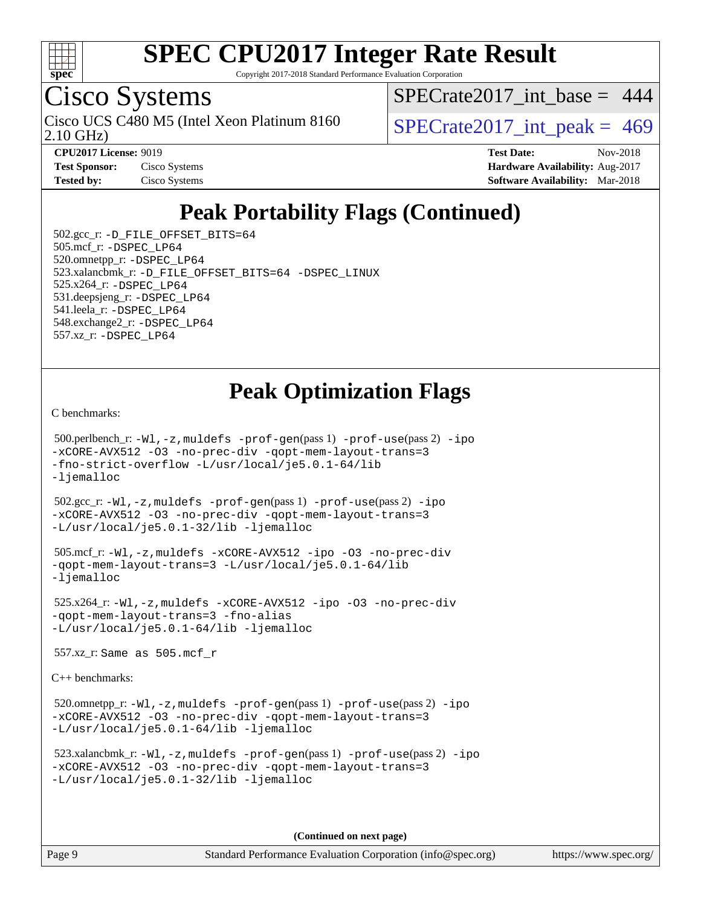# Peak Portability Flags (Continued)

502.gcc_r: -D_FILE_OFFSET_BITS=64
505.mcf_r: -DSPEC_LP64
520.omnetpp_r: -DSPEC_LP64
523.xalancbmk_r: -D_FILE_OFFSET_BITS=64 -DSPEC_LINUX
525.x264_r: -DSPEC_LP64
531.deepsjeng_r: -DSPEC_LP64
541.leela_r: -DSPEC_LP64
548.exchange2_r: -DSPEC_LP64
557.xz_r: -DSPEC_LP64

# Peak Optimization Flags

C benchmarks:

500.perlbench_r: -Wl,-z,muldefs -prof-gen(pass 1) -prof-use(pass 2) -ipo -xCORE-AVX512 -O3 -no-prec-div -qopt-mem-layout-trans=3 -fno-strict-overflow -L/usr/local/je5.0.1-64/lib -ljemalloc

502.gcc_r: -Wl,-z,muldefs -prof-gen(pass 1) -prof-use(pass 2) -ipo -xCORE-AVX512 -O3 -no-prec-div -qopt-mem-layout-trans=3 -L/usr/local/je5.0.1-32/lib -ljemalloc

505.mcf_r: -Wl,-z,muldefs -xCORE-AVX512 -ipo -O3 -no-prec-div -qopt-mem-layout-trans=3 -L/usr/local/je5.0.1-64/lib -ljemalloc

525.x264_r: -Wl,-z,muldefs -xCORE-AVX512 -ipo -O3 -no-prec-div -qopt-mem-layout-trans=3 -fno-alias -L/usr/local/je5.0.1-64/lib -ljemalloc

557.xz_r: Same as 505.mcf_r

C++ benchmarks:

520.omnetpp_r: -Wl,-z,muldefs -prof-gen(pass 1) -prof-use(pass 2) -ipo -xCORE-AVX512 -O3 -no-prec-div -qopt-mem-layout-trans=3 -L/usr/local/je5.0.1-64/lib -ljemalloc

523.xalancbmk_r: -Wl,-z,muldefs -prof-gen(pass 1) -prof-use(pass 2) -ipo -xCORE-AVX512 -O3 -no-prec-div -qopt-mem-layout-trans=3 -L/usr/local/je5.0.1-32/lib -ljemalloc

**(Continued on next page)**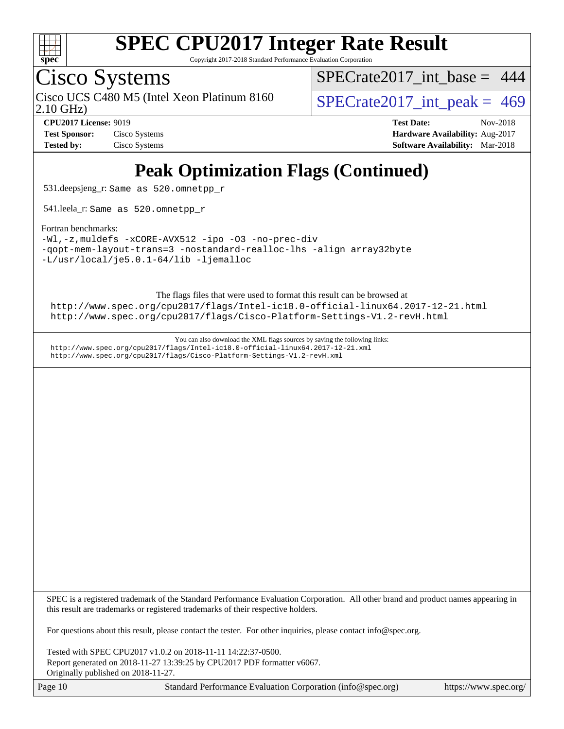# Peak Optimization Flags (Continued)

531.deepsjeng_r: Same as 520.omnetpp_r

541.leela_r: Same as 520.omnetpp_r

Fortran benchmarks:

```
-Wl,-z,muldefs -xCORE-AVX512 -ipo -O3 -no-prec-div
-qopt-mem-layout-trans=3 -nostandard-realloc-lhs -align array32byte
-L/usr/local/je5.0.1-64/lib -ljemalloc
```

The flags files that were used to format this result can be browsed at

http://www.spec.org/cpu2017/flags/Intel-ic18.0-official-linux64.2017-12-21.html
http://www.spec.org/cpu2017/flags/Cisco-Platform-Settings-V1.2-revH.html

You can also download the XML flags sources by saving the following links:

http://www.spec.org/cpu2017/flags/Intel-ic18.0-official-linux64.2017-12-21.xml
http://www.spec.org/cpu2017/flags/Cisco-Platform-Settings-V1.2-revH.xml

SPEC is a registered trademark of the Standard Performance Evaluation Corporation. All other brand and product names appearing in this result are trademarks or registered trademarks of their respective holders.

For questions about this result, please contact the tester. For other inquiries, please contact info@spec.org.

Tested with SPEC CPU2017 v1.0.2 on 2018-11-11 14:22:37-0500.
Report generated on 2018-11-27 13:39:25 by CPU2017 PDF formatter v6067.
Originally published on 2018-11-27.